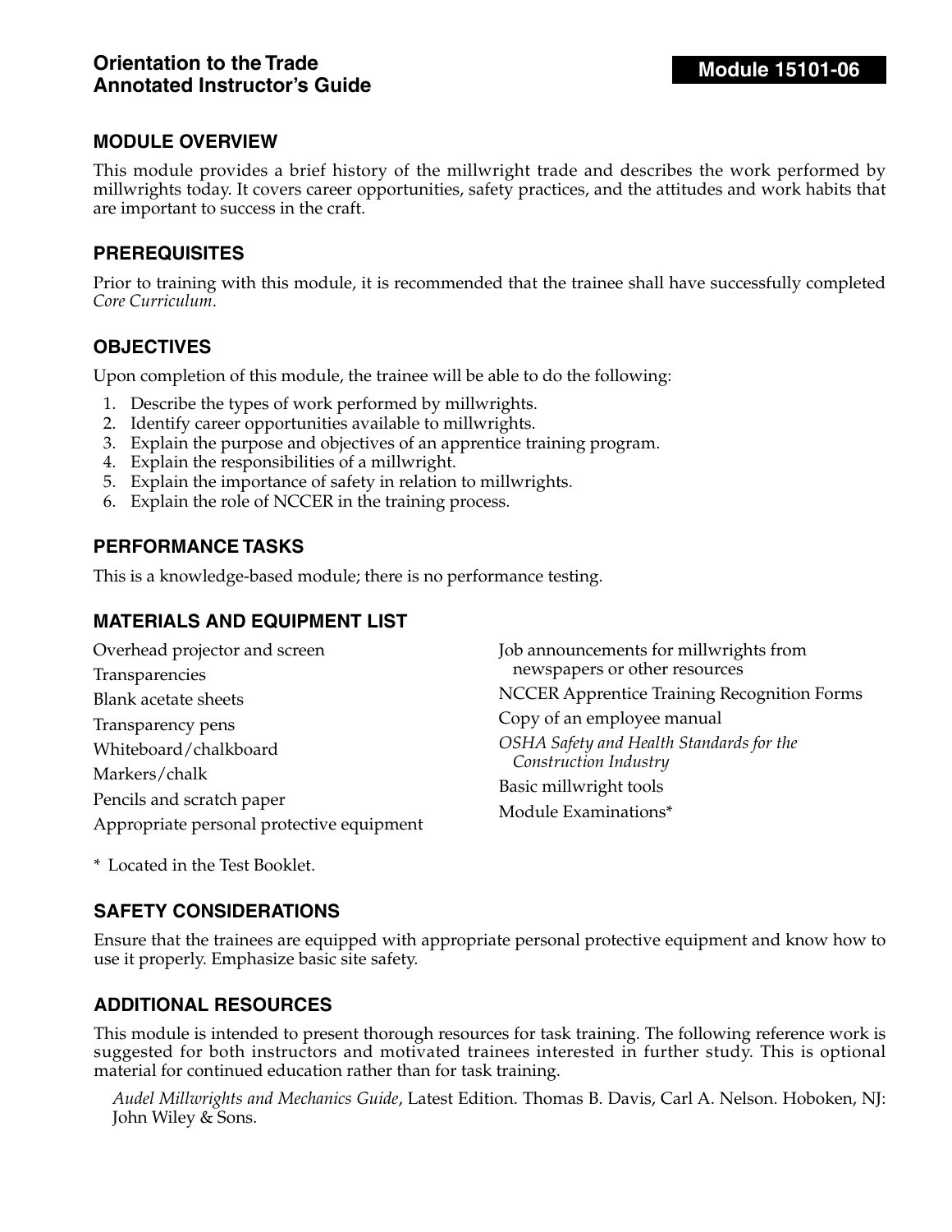# Orientation to the Trade
## Annotated Instructor's Guide

**Module 15101-06**

## MODULE OVERVIEW

This module provides a brief history of the millwright trade and describes the work performed by millwrights today. It covers career opportunities, safety practices, and the attitudes and work habits that are important to success in the craft.

## PREREQUISITES

Prior to training with this module, it is recommended that the trainee shall have successfully completed *Core Curriculum*.

## OBJECTIVES

Upon completion of this module, the trainee will be able to do the following:

1. Describe the types of work performed by millwrights.
2. Identify career opportunities available to millwrights.
3. Explain the purpose and objectives of an apprentice training program.
4. Explain the responsibilities of a millwright.
5. Explain the importance of safety in relation to millwrights.
6. Explain the role of NCCER in the training process.

## PERFORMANCE TASKS

This is a knowledge-based module; there is no performance testing.

## MATERIALS AND EQUIPMENT LIST

Overhead projector and screen
Transparencies
Blank acetate sheets
Transparency pens
Whiteboard/chalkboard
Markers/chalk
Pencils and scratch paper
Appropriate personal protective equipment
Job announcements for millwrights from newspapers or other resources
NCCER Apprentice Training Recognition Forms
Copy of an employee manual
*OSHA Safety and Health Standards for the Construction Industry*
Basic millwright tools
Module Examinations*

\* Located in the Test Booklet.

## SAFETY CONSIDERATIONS

Ensure that the trainees are equipped with appropriate personal protective equipment and know how to use it properly. Emphasize basic site safety.

## ADDITIONAL RESOURCES

This module is intended to present thorough resources for task training. The following reference work is suggested for both instructors and motivated trainees interested in further study. This is optional material for continued education rather than for task training.

*Audel Millwrights and Mechanics Guide*, Latest Edition. Thomas B. Davis, Carl A. Nelson. Hoboken, NJ: John Wiley & Sons.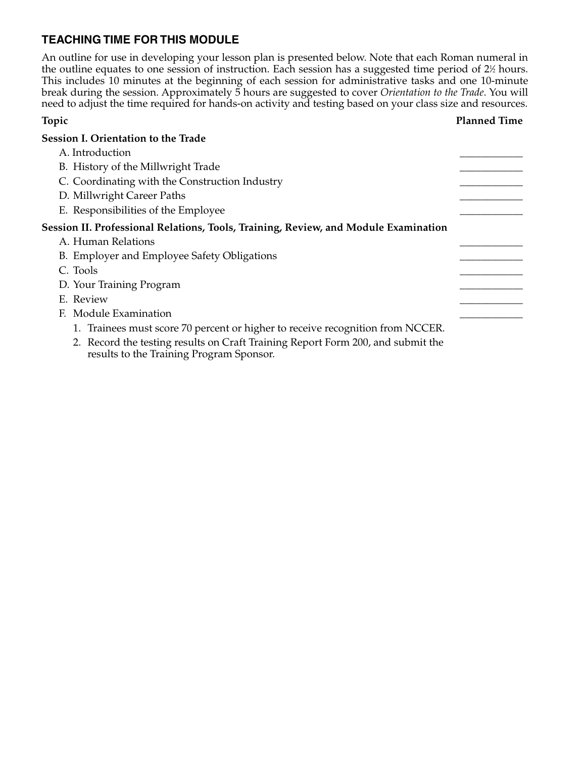## TEACHING TIME FOR THIS MODULE

An outline for use in developing your lesson plan is presented below. Note that each Roman numeral in the outline equates to one session of instruction. Each session has a suggested time period of 2½ hours. This includes 10 minutes at the beginning of each session for administrative tasks and one 10-minute break during the session. Approximately 5 hours are suggested to cover *Orientation to the Trade*. You will need to adjust the time required for hands-on activity and testing based on your class size and resources.

| Topic | Planned Time |
|---|---|
| **Session I. Orientation to the Trade** | |
| A. Introduction | ____________ |
| B. History of the Millwright Trade | ____________ |
| C. Coordinating with the Construction Industry | ____________ |
| D. Millwright Career Paths | ____________ |
| E. Responsibilities of the Employee | ____________ |
| **Session II. Professional Relations, Tools, Training, Review, and Module Examination** | |
| A. Human Relations | ____________ |
| B. Employer and Employee Safety Obligations | ____________ |
| C. Tools | ____________ |
| D. Your Training Program | ____________ |
| E. Review | ____________ |
| F. Module Examination | ____________ |

1. Trainees must score 70 percent or higher to receive recognition from NCCER.
2. Record the testing results on Craft Training Report Form 200, and submit the results to the Training Program Sponsor.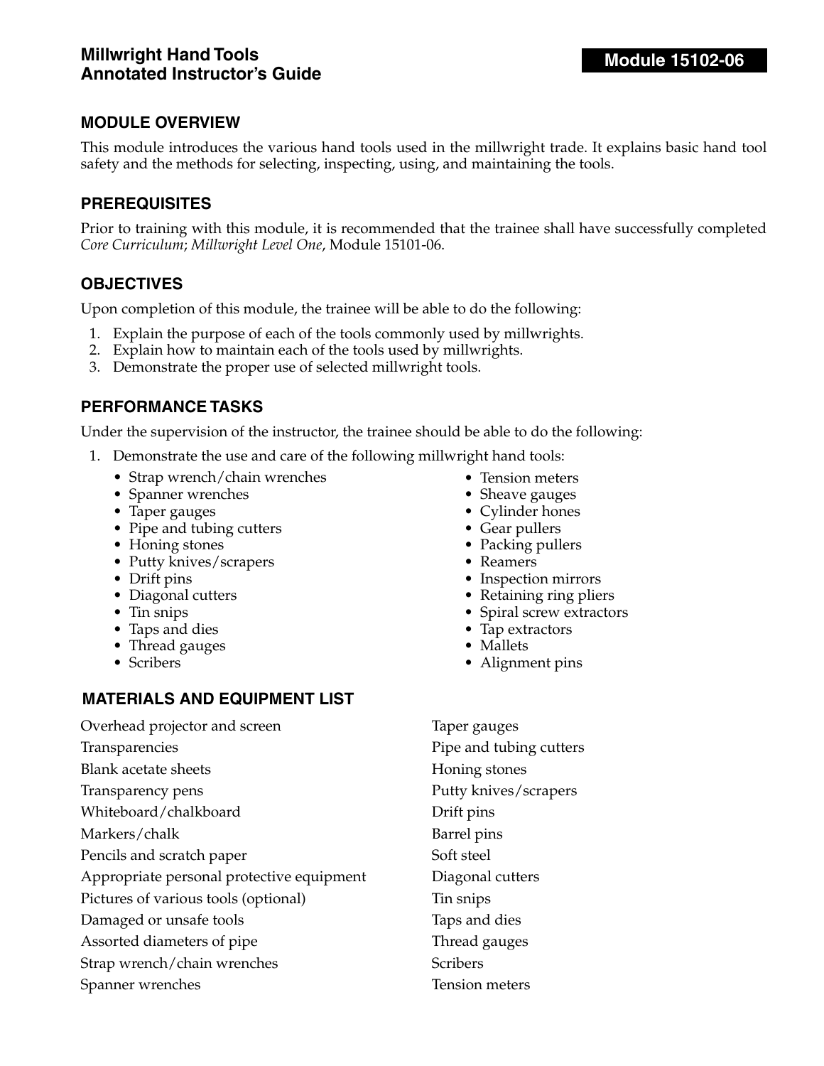# Millwright Hand Tools Annotated Instructor's Guide

**Module 15102-06**

## MODULE OVERVIEW

This module introduces the various hand tools used in the millwright trade. It explains basic hand tool safety and the methods for selecting, inspecting, using, and maintaining the tools.

## PREREQUISITES

Prior to training with this module, it is recommended that the trainee shall have successfully completed *Core Curriculum*; *Millwright Level One*, Module 15101-06.

## OBJECTIVES

Upon completion of this module, the trainee will be able to do the following:

1. Explain the purpose of each of the tools commonly used by millwrights.
2. Explain how to maintain each of the tools used by millwrights.
3. Demonstrate the proper use of selected millwright tools.

## PERFORMANCE TASKS

Under the supervision of the instructor, the trainee should be able to do the following:

1. Demonstrate the use and care of the following millwright hand tools:
   - Strap wrench/chain wrenches
   - Spanner wrenches
   - Taper gauges
   - Pipe and tubing cutters
   - Honing stones
   - Putty knives/scrapers
   - Drift pins
   - Diagonal cutters
   - Tin snips
   - Taps and dies
   - Thread gauges
   - Scribers
   - Tension meters
   - Sheave gauges
   - Cylinder hones
   - Gear pullers
   - Packing pullers
   - Reamers
   - Inspection mirrors
   - Retaining ring pliers
   - Spiral screw extractors
   - Tap extractors
   - Mallets
   - Alignment pins

## MATERIALS AND EQUIPMENT LIST

Overhead projector and screen
Transparencies
Blank acetate sheets
Transparency pens
Whiteboard/chalkboard
Markers/chalk
Pencils and scratch paper
Appropriate personal protective equipment
Pictures of various tools (optional)
Damaged or unsafe tools
Assorted diameters of pipe
Strap wrench/chain wrenches
Spanner wrenches
Taper gauges
Pipe and tubing cutters
Honing stones
Putty knives/scrapers
Drift pins
Barrel pins
Soft steel
Diagonal cutters
Tin snips
Taps and dies
Thread gauges
Scribers
Tension meters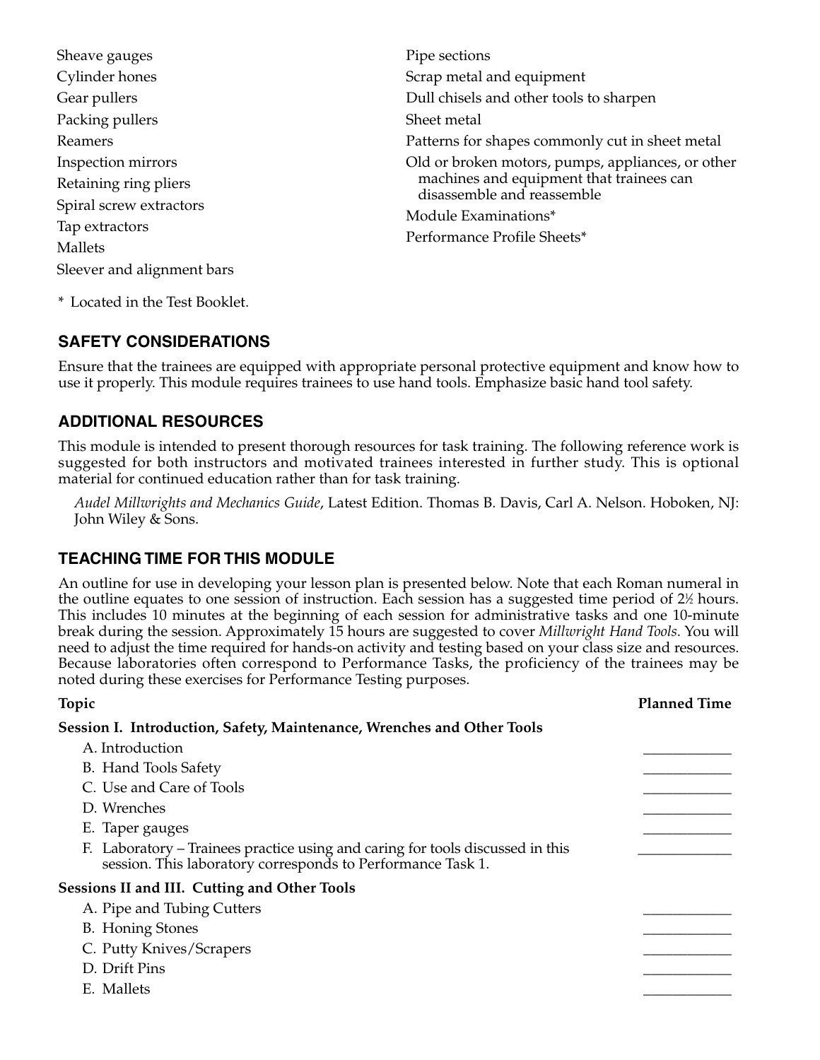- Sheave gauges
- Cylinder hones
- Gear pullers
- Packing pullers
- Reamers
- Inspection mirrors
- Retaining ring pliers
- Spiral screw extractors
- Tap extractors
- Mallets
- Sleever and alignment bars
- Pipe sections
- Scrap metal and equipment
- Dull chisels and other tools to sharpen
- Sheet metal
- Patterns for shapes commonly cut in sheet metal
- Old or broken motors, pumps, appliances, or other machines and equipment that trainees can disassemble and reassemble
- Module Examinations*
- Performance Profile Sheets*

\* Located in the Test Booklet.

## SAFETY CONSIDERATIONS

Ensure that the trainees are equipped with appropriate personal protective equipment and know how to use it properly. This module requires trainees to use hand tools. Emphasize basic hand tool safety.

## ADDITIONAL RESOURCES

This module is intended to present thorough resources for task training. The following reference work is suggested for both instructors and motivated trainees interested in further study. This is optional material for continued education rather than for task training.

*Audel Millwrights and Mechanics Guide*, Latest Edition. Thomas B. Davis, Carl A. Nelson. Hoboken, NJ: John Wiley & Sons.

## TEACHING TIME FOR THIS MODULE

An outline for use in developing your lesson plan is presented below. Note that each Roman numeral in the outline equates to one session of instruction. Each session has a suggested time period of 2½ hours. This includes 10 minutes at the beginning of each session for administrative tasks and one 10-minute break during the session. Approximately 15 hours are suggested to cover *Millwright Hand Tools*. You will need to adjust the time required for hands-on activity and testing based on your class size and resources. Because laboratories often correspond to Performance Tasks, the proficiency of the trainees may be noted during these exercises for Performance Testing purposes.

| Topic | Planned Time |
|---|---|
| **Session I. Introduction, Safety, Maintenance, Wrenches and Other Tools** | |
| A. Introduction | ____________ |
| B. Hand Tools Safety | ____________ |
| C. Use and Care of Tools | ____________ |
| D. Wrenches | ____________ |
| E. Taper gauges | ____________ |
| F. Laboratory – Trainees practice using and caring for tools discussed in this session. This laboratory corresponds to Performance Task 1. | ____________ |
| **Sessions II and III. Cutting and Other Tools** | |
| A. Pipe and Tubing Cutters | ____________ |
| B. Honing Stones | ____________ |
| C. Putty Knives/Scrapers | ____________ |
| D. Drift Pins | ____________ |
| E. Mallets | ____________ |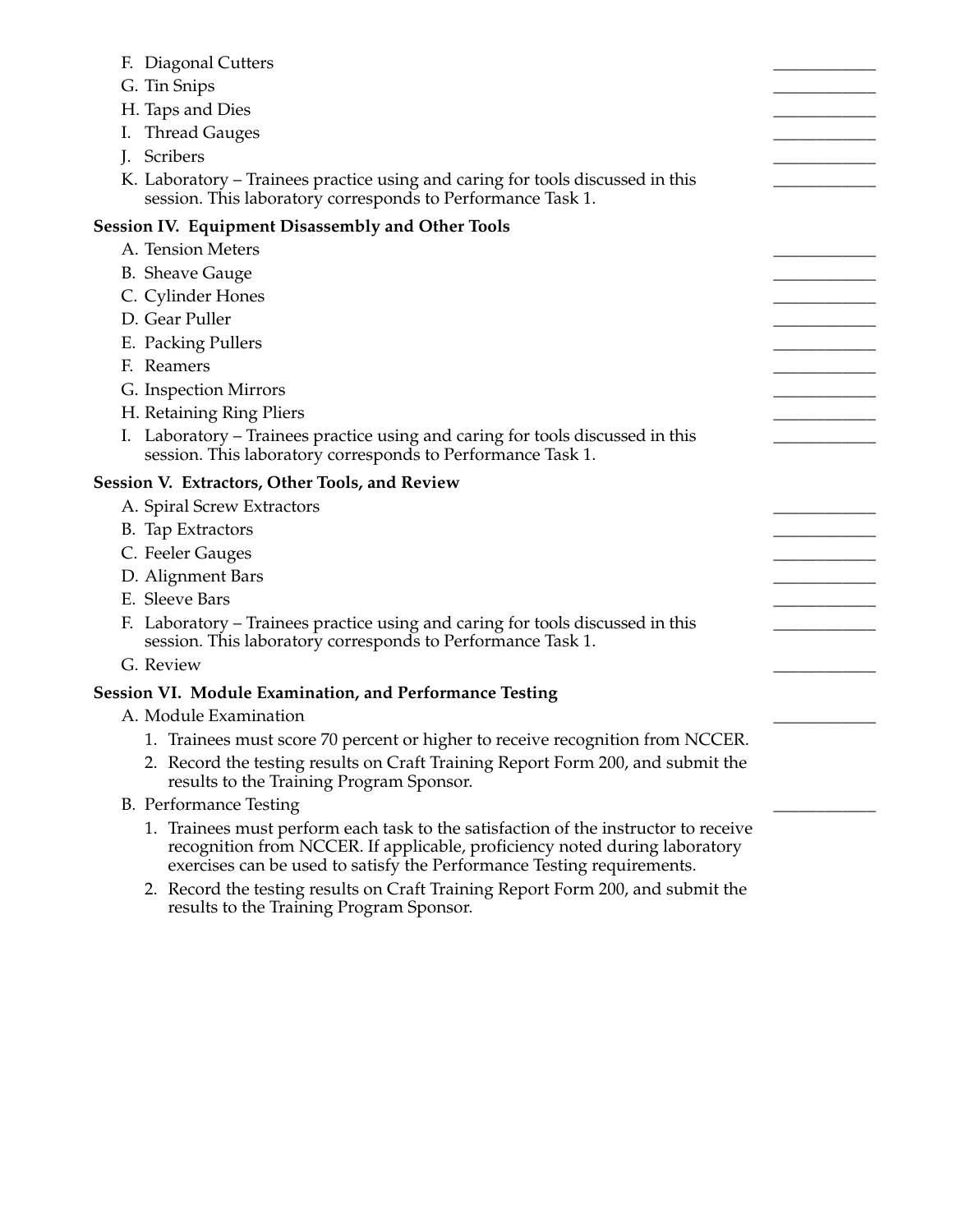F. Diagonal Cutters ____________
G. Tin Snips ____________
H. Taps and Dies ____________
I. Thread Gauges ____________
J. Scribers ____________
K. Laboratory – Trainees practice using and caring for tools discussed in this session. This laboratory corresponds to Performance Task 1. ____________

**Session IV. Equipment Disassembly and Other Tools**

A. Tension Meters ____________
B. Sheave Gauge ____________
C. Cylinder Hones ____________
D. Gear Puller ____________
E. Packing Pullers ____________
F. Reamers ____________
G. Inspection Mirrors ____________
H. Retaining Ring Pliers ____________
I. Laboratory – Trainees practice using and caring for tools discussed in this session. This laboratory corresponds to Performance Task 1. ____________

**Session V. Extractors, Other Tools, and Review**

A. Spiral Screw Extractors ____________
B. Tap Extractors ____________
C. Feeler Gauges ____________
D. Alignment Bars ____________
E. Sleeve Bars ____________
F. Laboratory – Trainees practice using and caring for tools discussed in this session. This laboratory corresponds to Performance Task 1. ____________
G. Review ____________

**Session VI. Module Examination, and Performance Testing**

A. Module Examination ____________
1. Trainees must score 70 percent or higher to receive recognition from NCCER.
2. Record the testing results on Craft Training Report Form 200, and submit the results to the Training Program Sponsor.

B. Performance Testing ____________
1. Trainees must perform each task to the satisfaction of the instructor to receive recognition from NCCER. If applicable, proficiency noted during laboratory exercises can be used to satisfy the Performance Testing requirements.
2. Record the testing results on Craft Training Report Form 200, and submit the results to the Training Program Sponsor.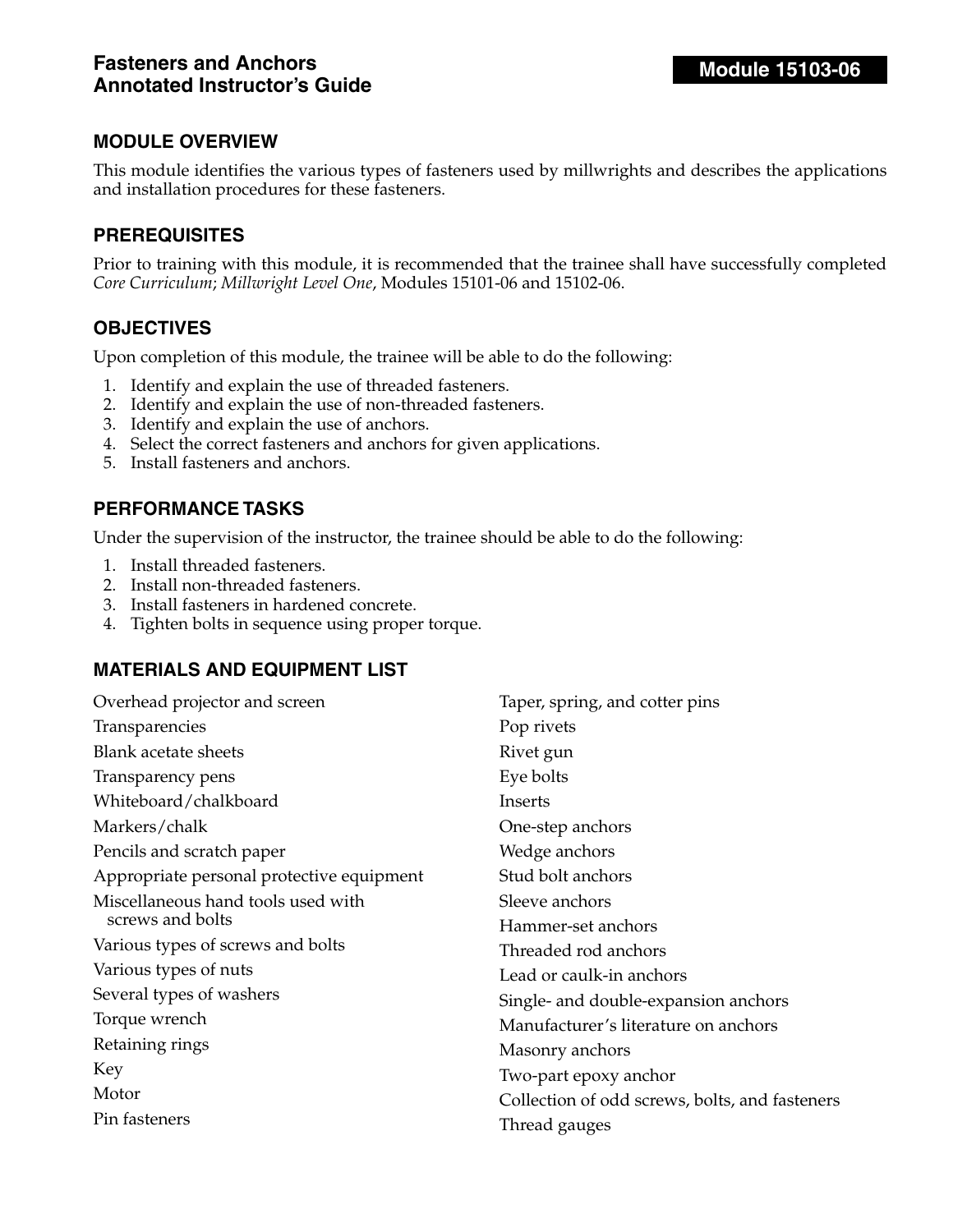# Fasteners and Anchors Annotated Instructor's Guide

**Module 15103-06**

## MODULE OVERVIEW

This module identifies the various types of fasteners used by millwrights and describes the applications and installation procedures for these fasteners.

## PREREQUISITES

Prior to training with this module, it is recommended that the trainee shall have successfully completed *Core Curriculum*; *Millwright Level One*, Modules 15101-06 and 15102-06.

## OBJECTIVES

Upon completion of this module, the trainee will be able to do the following:

1. Identify and explain the use of threaded fasteners.
2. Identify and explain the use of non-threaded fasteners.
3. Identify and explain the use of anchors.
4. Select the correct fasteners and anchors for given applications.
5. Install fasteners and anchors.

## PERFORMANCE TASKS

Under the supervision of the instructor, the trainee should be able to do the following:

1. Install threaded fasteners.
2. Install non-threaded fasteners.
3. Install fasteners in hardened concrete.
4. Tighten bolts in sequence using proper torque.

## MATERIALS AND EQUIPMENT LIST

Overhead projector and screen
Transparencies
Blank acetate sheets
Transparency pens
Whiteboard/chalkboard
Markers/chalk
Pencils and scratch paper
Appropriate personal protective equipment
Miscellaneous hand tools used with screws and bolts
Various types of screws and bolts
Various types of nuts
Several types of washers
Torque wrench
Retaining rings
Key
Motor
Pin fasteners
Taper, spring, and cotter pins
Pop rivets
Rivet gun
Eye bolts
Inserts
One-step anchors
Wedge anchors
Stud bolt anchors
Sleeve anchors
Hammer-set anchors
Threaded rod anchors
Lead or caulk-in anchors
Single- and double-expansion anchors
Manufacturer's literature on anchors
Masonry anchors
Two-part epoxy anchor
Collection of odd screws, bolts, and fasteners
Thread gauges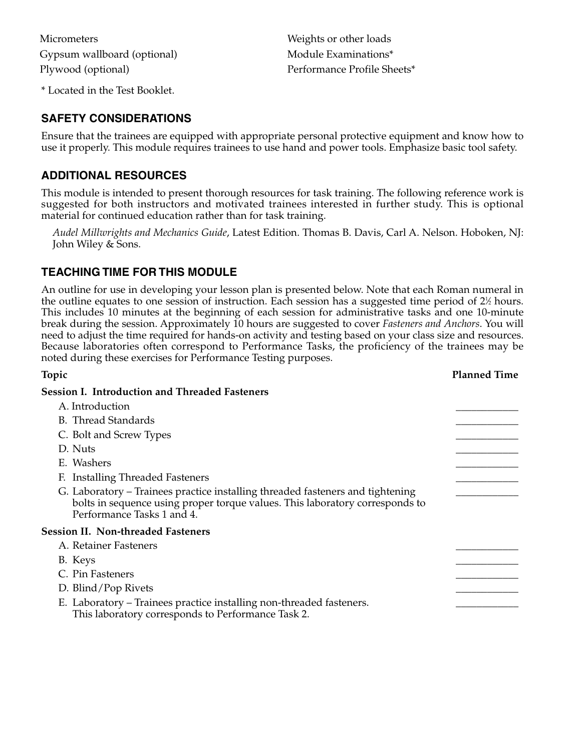Micrometers
Gypsum wallboard (optional)
Plywood (optional)
Weights or other loads
Module Examinations*
Performance Profile Sheets*

\* Located in the Test Booklet.

## SAFETY CONSIDERATIONS

Ensure that the trainees are equipped with appropriate personal protective equipment and know how to use it properly. This module requires trainees to use hand and power tools. Emphasize basic tool safety.

## ADDITIONAL RESOURCES

This module is intended to present thorough resources for task training. The following reference work is suggested for both instructors and motivated trainees interested in further study. This is optional material for continued education rather than for task training.

*Audel Millwrights and Mechanics Guide*, Latest Edition. Thomas B. Davis, Carl A. Nelson. Hoboken, NJ: John Wiley & Sons.

## TEACHING TIME FOR THIS MODULE

An outline for use in developing your lesson plan is presented below. Note that each Roman numeral in the outline equates to one session of instruction. Each session has a suggested time period of 2½ hours. This includes 10 minutes at the beginning of each session for administrative tasks and one 10-minute break during the session. Approximately 10 hours are suggested to cover *Fasteners and Anchors*. You will need to adjust the time required for hands-on activity and testing based on your class size and resources. Because laboratories often correspond to Performance Tasks, the proficiency of the trainees may be noted during these exercises for Performance Testing purposes.

| Topic | Planned Time |
|---|---|
| **Session I. Introduction and Threaded Fasteners** | |
| A. Introduction | ____________ |
| B. Thread Standards | ____________ |
| C. Bolt and Screw Types | ____________ |
| D. Nuts | ____________ |
| E. Washers | ____________ |
| F. Installing Threaded Fasteners | ____________ |
| G. Laboratory – Trainees practice installing threaded fasteners and tightening bolts in sequence using proper torque values. This laboratory corresponds to Performance Tasks 1 and 4. | ____________ |
| **Session II. Non-threaded Fasteners** | |
| A. Retainer Fasteners | ____________ |
| B. Keys | ____________ |
| C. Pin Fasteners | ____________ |
| D. Blind/Pop Rivets | ____________ |
| E. Laboratory – Trainees practice installing non-threaded fasteners. This laboratory corresponds to Performance Task 2. | ____________ |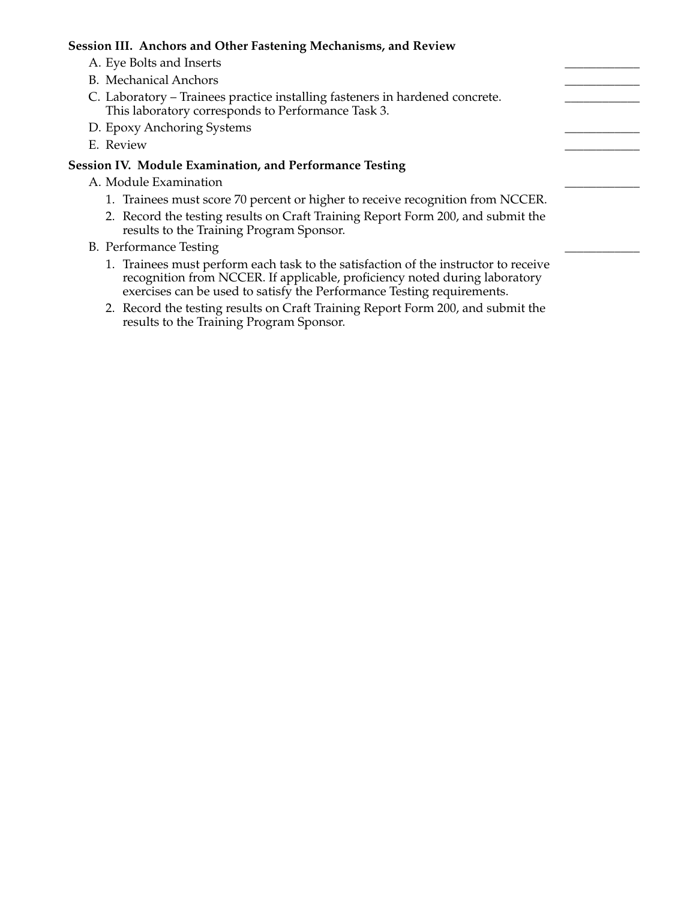**Session III. Anchors and Other Fastening Mechanisms, and Review**

A. Eye Bolts and Inserts ____________

B. Mechanical Anchors ____________

C. Laboratory – Trainees practice installing fasteners in hardened concrete. This laboratory corresponds to Performance Task 3. ____________

D. Epoxy Anchoring Systems ____________

E. Review ____________

**Session IV. Module Examination, and Performance Testing**

A. Module Examination ____________

1. Trainees must score 70 percent or higher to receive recognition from NCCER.
2. Record the testing results on Craft Training Report Form 200, and submit the results to the Training Program Sponsor.

B. Performance Testing ____________

1. Trainees must perform each task to the satisfaction of the instructor to receive recognition from NCCER. If applicable, proficiency noted during laboratory exercises can be used to satisfy the Performance Testing requirements.
2. Record the testing results on Craft Training Report Form 200, and submit the results to the Training Program Sponsor.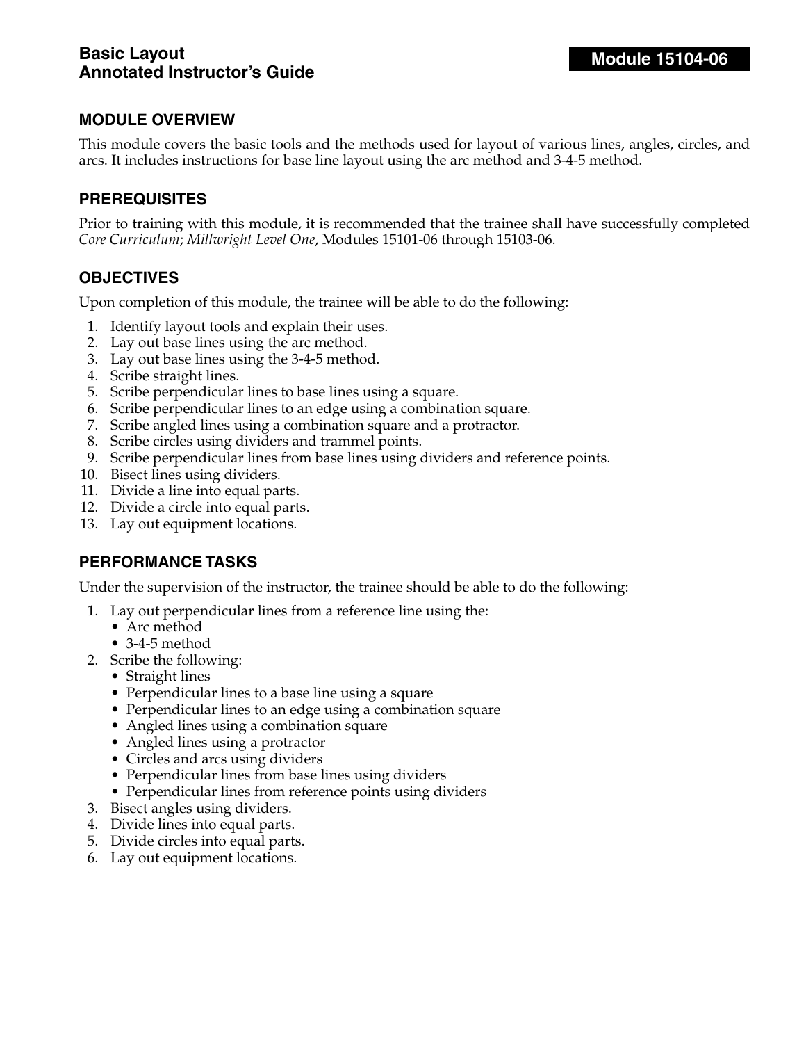# Basic Layout Annotated Instructor's Guide

**Module 15104-06**

## MODULE OVERVIEW

This module covers the basic tools and the methods used for layout of various lines, angles, circles, and arcs. It includes instructions for base line layout using the arc method and 3-4-5 method.

## PREREQUISITES

Prior to training with this module, it is recommended that the trainee shall have successfully completed *Core Curriculum*; *Millwright Level One*, Modules 15101-06 through 15103-06.

## OBJECTIVES

Upon completion of this module, the trainee will be able to do the following:

1. Identify layout tools and explain their uses.
2. Lay out base lines using the arc method.
3. Lay out base lines using the 3-4-5 method.
4. Scribe straight lines.
5. Scribe perpendicular lines to base lines using a square.
6. Scribe perpendicular lines to an edge using a combination square.
7. Scribe angled lines using a combination square and a protractor.
8. Scribe circles using dividers and trammel points.
9. Scribe perpendicular lines from base lines using dividers and reference points.
10. Bisect lines using dividers.
11. Divide a line into equal parts.
12. Divide a circle into equal parts.
13. Lay out equipment locations.

## PERFORMANCE TASKS

Under the supervision of the instructor, the trainee should be able to do the following:

1. Lay out perpendicular lines from a reference line using the:
   - Arc method
   - 3-4-5 method
2. Scribe the following:
   - Straight lines
   - Perpendicular lines to a base line using a square
   - Perpendicular lines to an edge using a combination square
   - Angled lines using a combination square
   - Angled lines using a protractor
   - Circles and arcs using dividers
   - Perpendicular lines from base lines using dividers
   - Perpendicular lines from reference points using dividers
3. Bisect angles using dividers.
4. Divide lines into equal parts.
5. Divide circles into equal parts.
6. Lay out equipment locations.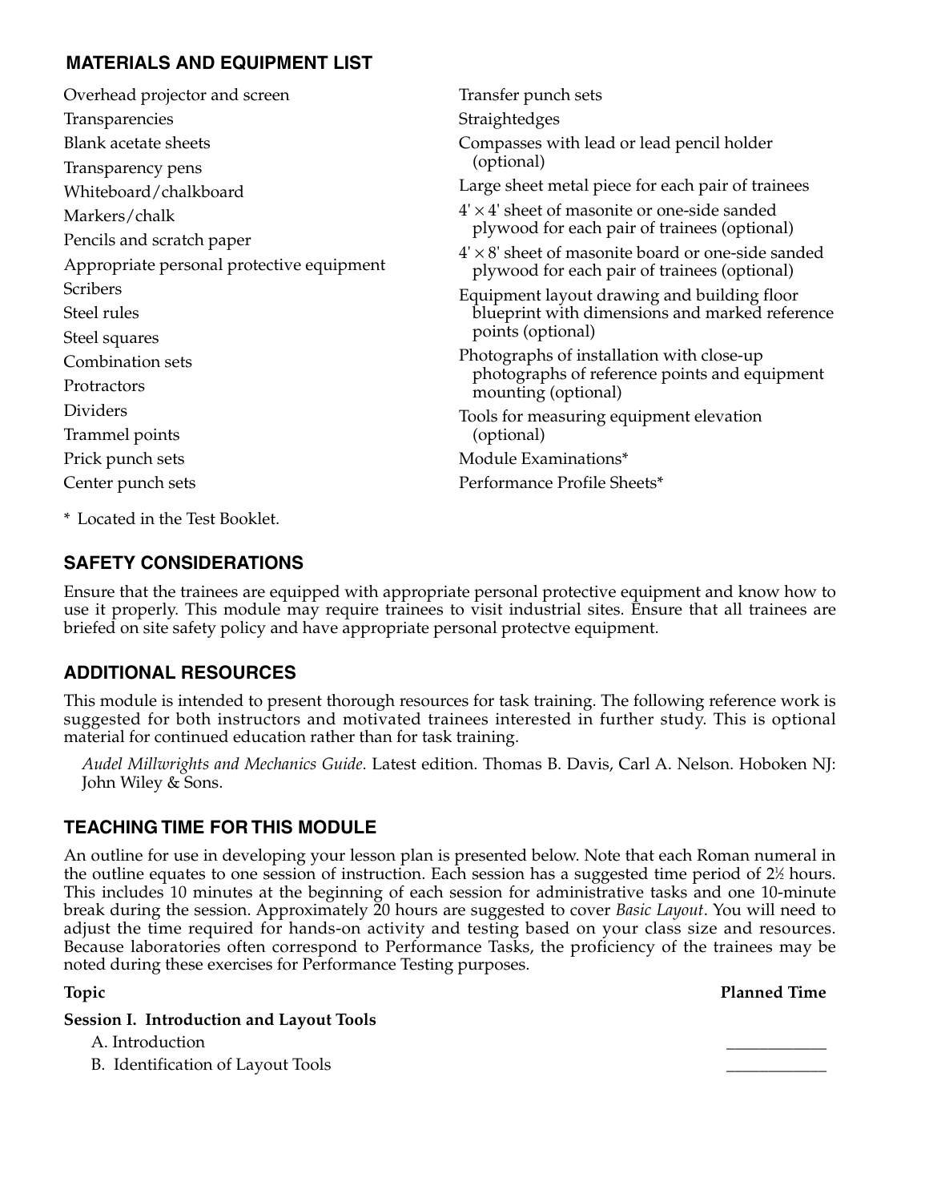## MATERIALS AND EQUIPMENT LIST

- Overhead projector and screen
- Transparencies
- Blank acetate sheets
- Transparency pens
- Whiteboard/chalkboard
- Markers/chalk
- Pencils and scratch paper
- Appropriate personal protective equipment
- Scribers
- Steel rules
- Steel squares
- Combination sets
- Protractors
- Dividers
- Trammel points
- Prick punch sets
- Center punch sets
- Transfer punch sets
- Straightedges
- Compasses with lead or lead pencil holder (optional)
- Large sheet metal piece for each pair of trainees
- 4' × 4' sheet of masonite or one-side sanded plywood for each pair of trainees (optional)
- 4' × 8' sheet of masonite board or one-side sanded plywood for each pair of trainees (optional)
- Equipment layout drawing and building floor blueprint with dimensions and marked reference points (optional)
- Photographs of installation with close-up photographs of reference points and equipment mounting (optional)
- Tools for measuring equipment elevation (optional)
- Module Examinations*
- Performance Profile Sheets*

\* Located in the Test Booklet.

## SAFETY CONSIDERATIONS

Ensure that the trainees are equipped with appropriate personal protective equipment and know how to use it properly. This module may require trainees to visit industrial sites. Ensure that all trainees are briefed on site safety policy and have appropriate personal protectve equipment.

## ADDITIONAL RESOURCES

This module is intended to present thorough resources for task training. The following reference work is suggested for both instructors and motivated trainees interested in further study. This is optional material for continued education rather than for task training.

*Audel Millwrights and Mechanics Guide*. Latest edition. Thomas B. Davis, Carl A. Nelson. Hoboken NJ: John Wiley & Sons.

## TEACHING TIME FOR THIS MODULE

An outline for use in developing your lesson plan is presented below. Note that each Roman numeral in the outline equates to one session of instruction. Each session has a suggested time period of 2½ hours. This includes 10 minutes at the beginning of each session for administrative tasks and one 10-minute break during the session. Approximately 20 hours are suggested to cover *Basic Layout*. You will need to adjust the time required for hands-on activity and testing based on your class size and resources. Because laboratories often correspond to Performance Tasks, the proficiency of the trainees may be noted during these exercises for Performance Testing purposes.

| Topic | Planned Time |
| --- | --- |
| **Session I. Introduction and Layout Tools** | |
| A. Introduction | ____________ |
| B. Identification of Layout Tools | ____________ |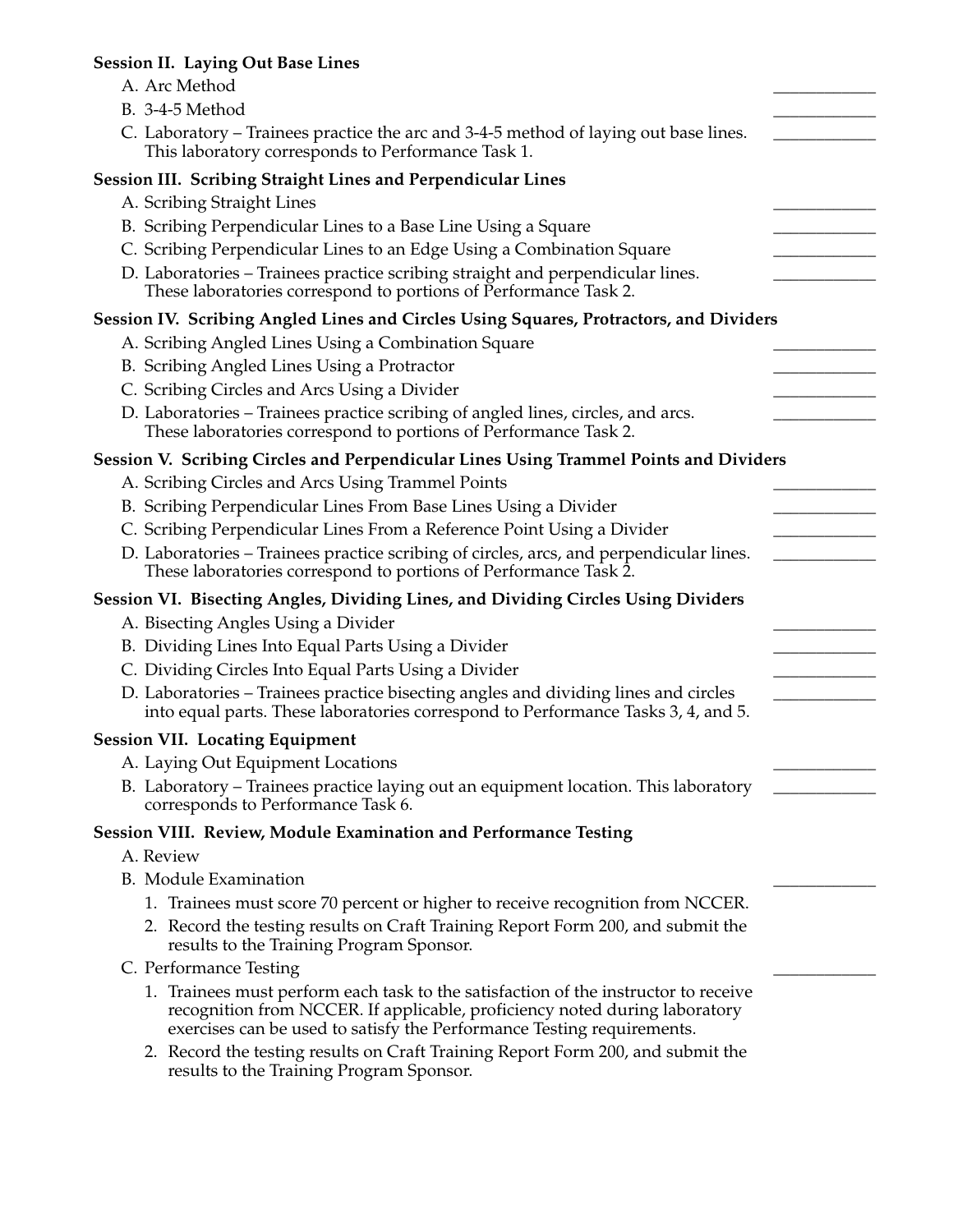**Session II. Laying Out Base Lines**

A. Arc Method \_\_\_\_\_\_\_\_\_\_\_\_

B. 3-4-5 Method \_\_\_\_\_\_\_\_\_\_\_\_

C. Laboratory – Trainees practice the arc and 3-4-5 method of laying out base lines. This laboratory corresponds to Performance Task 1. \_\_\_\_\_\_\_\_\_\_\_\_

**Session III. Scribing Straight Lines and Perpendicular Lines**

A. Scribing Straight Lines \_\_\_\_\_\_\_\_\_\_\_\_

B. Scribing Perpendicular Lines to a Base Line Using a Square \_\_\_\_\_\_\_\_\_\_\_\_

C. Scribing Perpendicular Lines to an Edge Using a Combination Square \_\_\_\_\_\_\_\_\_\_\_\_

D. Laboratories – Trainees practice scribing straight and perpendicular lines. These laboratories correspond to portions of Performance Task 2. \_\_\_\_\_\_\_\_\_\_\_\_

**Session IV. Scribing Angled Lines and Circles Using Squares, Protractors, and Dividers**

A. Scribing Angled Lines Using a Combination Square \_\_\_\_\_\_\_\_\_\_\_\_

B. Scribing Angled Lines Using a Protractor \_\_\_\_\_\_\_\_\_\_\_\_

C. Scribing Circles and Arcs Using a Divider \_\_\_\_\_\_\_\_\_\_\_\_

D. Laboratories – Trainees practice scribing of angled lines, circles, and arcs. These laboratories correspond to portions of Performance Task 2. \_\_\_\_\_\_\_\_\_\_\_\_

**Session V. Scribing Circles and Perpendicular Lines Using Trammel Points and Dividers**

A. Scribing Circles and Arcs Using Trammel Points \_\_\_\_\_\_\_\_\_\_\_\_

B. Scribing Perpendicular Lines From Base Lines Using a Divider \_\_\_\_\_\_\_\_\_\_\_\_

C. Scribing Perpendicular Lines From a Reference Point Using a Divider \_\_\_\_\_\_\_\_\_\_\_\_

D. Laboratories – Trainees practice scribing of circles, arcs, and perpendicular lines. These laboratories correspond to portions of Performance Task 2. \_\_\_\_\_\_\_\_\_\_\_\_

**Session VI. Bisecting Angles, Dividing Lines, and Dividing Circles Using Dividers**

A. Bisecting Angles Using a Divider \_\_\_\_\_\_\_\_\_\_\_\_

B. Dividing Lines Into Equal Parts Using a Divider \_\_\_\_\_\_\_\_\_\_\_\_

C. Dividing Circles Into Equal Parts Using a Divider \_\_\_\_\_\_\_\_\_\_\_\_

D. Laboratories – Trainees practice bisecting angles and dividing lines and circles into equal parts. These laboratories correspond to Performance Tasks 3, 4, and 5. \_\_\_\_\_\_\_\_\_\_\_\_

**Session VII. Locating Equipment**

A. Laying Out Equipment Locations \_\_\_\_\_\_\_\_\_\_\_\_

B. Laboratory – Trainees practice laying out an equipment location. This laboratory corresponds to Performance Task 6. \_\_\_\_\_\_\_\_\_\_\_\_

**Session VIII. Review, Module Examination and Performance Testing**

A. Review

B. Module Examination \_\_\_\_\_\_\_\_\_\_\_\_

1. Trainees must score 70 percent or higher to receive recognition from NCCER.
2. Record the testing results on Craft Training Report Form 200, and submit the results to the Training Program Sponsor.

C. Performance Testing \_\_\_\_\_\_\_\_\_\_\_\_

1. Trainees must perform each task to the satisfaction of the instructor to receive recognition from NCCER. If applicable, proficiency noted during laboratory exercises can be used to satisfy the Performance Testing requirements.
2. Record the testing results on Craft Training Report Form 200, and submit the results to the Training Program Sponsor.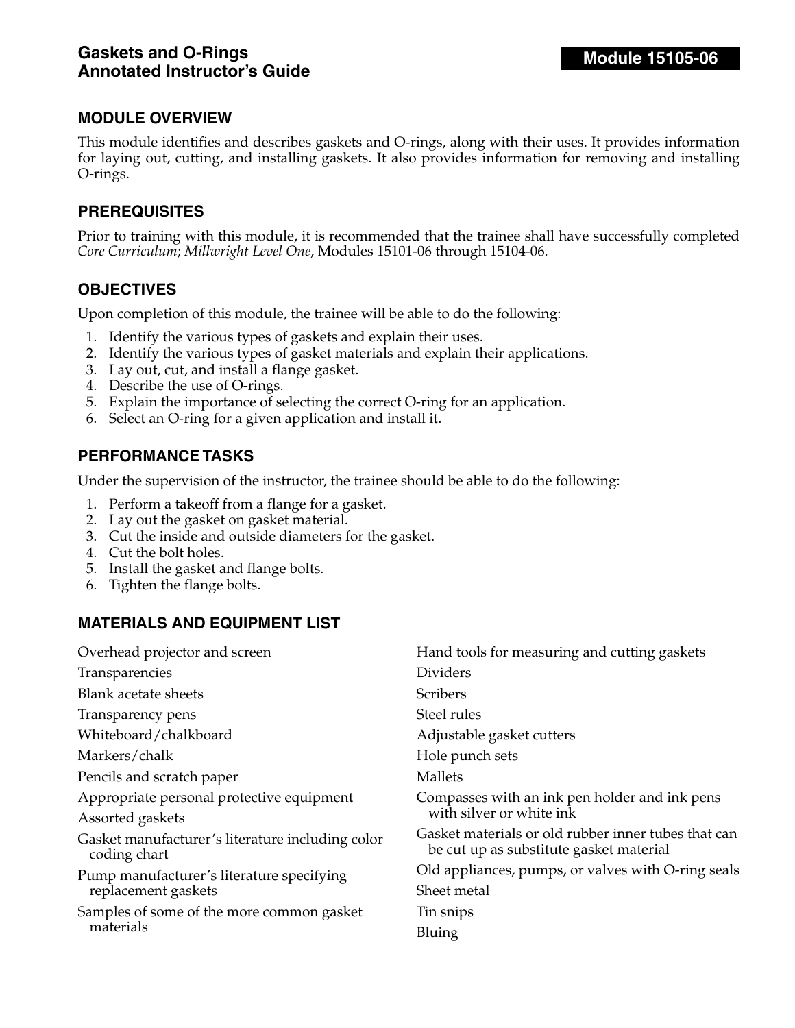# Gaskets and O-Rings
# Annotated Instructor's Guide

**Module 15105-06**

## MODULE OVERVIEW

This module identifies and describes gaskets and O-rings, along with their uses. It provides information for laying out, cutting, and installing gaskets. It also provides information for removing and installing O-rings.

## PREREQUISITES

Prior to training with this module, it is recommended that the trainee shall have successfully completed *Core Curriculum*; *Millwright Level One*, Modules 15101-06 through 15104-06.

## OBJECTIVES

Upon completion of this module, the trainee will be able to do the following:

1. Identify the various types of gaskets and explain their uses.
2. Identify the various types of gasket materials and explain their applications.
3. Lay out, cut, and install a flange gasket.
4. Describe the use of O-rings.
5. Explain the importance of selecting the correct O-ring for an application.
6. Select an O-ring for a given application and install it.

## PERFORMANCE TASKS

Under the supervision of the instructor, the trainee should be able to do the following:

1. Perform a takeoff from a flange for a gasket.
2. Lay out the gasket on gasket material.
3. Cut the inside and outside diameters for the gasket.
4. Cut the bolt holes.
5. Install the gasket and flange bolts.
6. Tighten the flange bolts.

## MATERIALS AND EQUIPMENT LIST

Overhead projector and screen
Transparencies
Blank acetate sheets
Transparency pens
Whiteboard/chalkboard
Markers/chalk
Pencils and scratch paper
Appropriate personal protective equipment
Assorted gaskets
Gasket manufacturer's literature including color coding chart
Pump manufacturer's literature specifying replacement gaskets
Samples of some of the more common gasket materials
Hand tools for measuring and cutting gaskets
Dividers
Scribers
Steel rules
Adjustable gasket cutters
Hole punch sets
Mallets
Compasses with an ink pen holder and ink pens with silver or white ink
Gasket materials or old rubber inner tubes that can be cut up as substitute gasket material
Old appliances, pumps, or valves with O-ring seals
Sheet metal
Tin snips
Bluing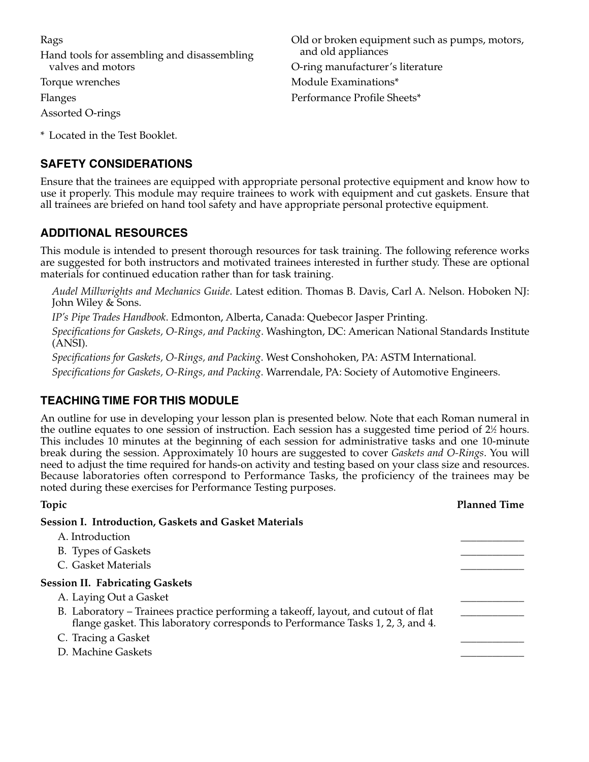Rags

Hand tools for assembling and disassembling valves and motors

Torque wrenches

Flanges

Assorted O-rings

Old or broken equipment such as pumps, motors, and old appliances

O-ring manufacturer's literature

Module Examinations*

Performance Profile Sheets*

\* Located in the Test Booklet.

## SAFETY CONSIDERATIONS

Ensure that the trainees are equipped with appropriate personal protective equipment and know how to use it properly. This module may require trainees to work with equipment and cut gaskets. Ensure that all trainees are briefed on hand tool safety and have appropriate personal protective equipment.

## ADDITIONAL RESOURCES

This module is intended to present thorough resources for task training. The following reference works are suggested for both instructors and motivated trainees interested in further study. These are optional materials for continued education rather than for task training.

*Audel Millwrights and Mechanics Guide*. Latest edition. Thomas B. Davis, Carl A. Nelson. Hoboken NJ: John Wiley & Sons.

*IP's Pipe Trades Handbook.* Edmonton, Alberta, Canada: Quebecor Jasper Printing.

*Specifications for Gaskets, O-Rings, and Packing*. Washington, DC: American National Standards Institute (ANSI).

*Specifications for Gaskets, O-Rings, and Packing*. West Conshohoken, PA: ASTM International.

*Specifications for Gaskets, O-Rings, and Packing*. Warrendale, PA: Society of Automotive Engineers.

## TEACHING TIME FOR THIS MODULE

An outline for use in developing your lesson plan is presented below. Note that each Roman numeral in the outline equates to one session of instruction. Each session has a suggested time period of 2½ hours. This includes 10 minutes at the beginning of each session for administrative tasks and one 10-minute break during the session. Approximately 10 hours are suggested to cover *Gaskets and O-Rings*. You will need to adjust the time required for hands-on activity and testing based on your class size and resources. Because laboratories often correspond to Performance Tasks, the proficiency of the trainees may be noted during these exercises for Performance Testing purposes.

| Topic | Planned Time |
|---|---|
| **Session I. Introduction, Gaskets and Gasket Materials** | |
| A. Introduction | ____________ |
| B. Types of Gaskets | ____________ |
| C. Gasket Materials | ____________ |
| **Session II. Fabricating Gaskets** | |
| A. Laying Out a Gasket | ____________ |
| B. Laboratory – Trainees practice performing a takeoff, layout, and cutout of flat flange gasket. This laboratory corresponds to Performance Tasks 1, 2, 3, and 4. | ____________ |
| C. Tracing a Gasket | ____________ |
| D. Machine Gaskets | ____________ |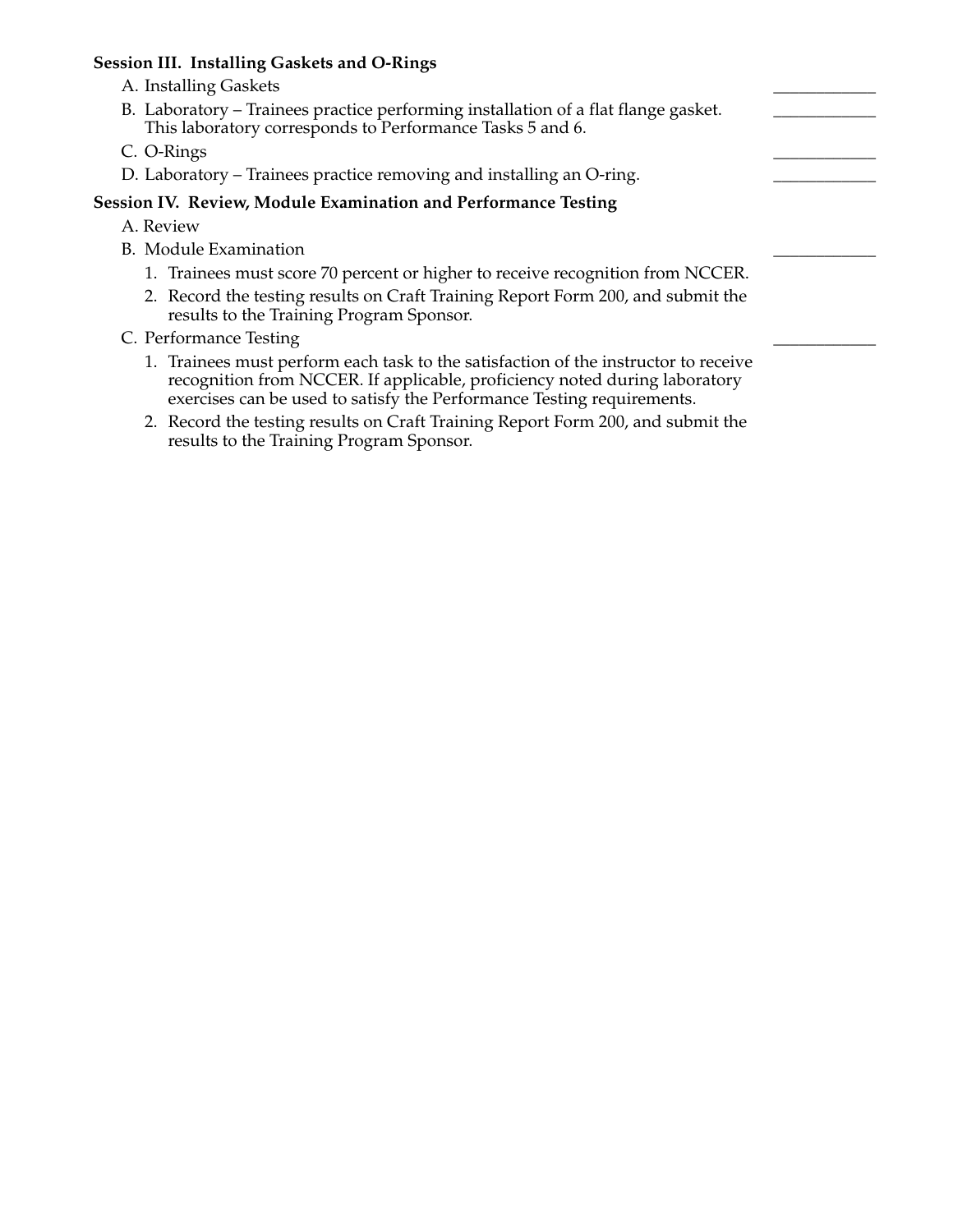**Session III. Installing Gaskets and O-Rings**

A. Installing Gaskets \_\_\_\_\_\_\_\_\_\_\_\_

B. Laboratory – Trainees practice performing installation of a flat flange gasket. This laboratory corresponds to Performance Tasks 5 and 6. \_\_\_\_\_\_\_\_\_\_\_\_

C. O-Rings \_\_\_\_\_\_\_\_\_\_\_\_

D. Laboratory – Trainees practice removing and installing an O-ring. \_\_\_\_\_\_\_\_\_\_\_\_

**Session IV. Review, Module Examination and Performance Testing**

A. Review

B. Module Examination \_\_\_\_\_\_\_\_\_\_\_\_

1. Trainees must score 70 percent or higher to receive recognition from NCCER.
2. Record the testing results on Craft Training Report Form 200, and submit the results to the Training Program Sponsor.

C. Performance Testing \_\_\_\_\_\_\_\_\_\_\_\_

1. Trainees must perform each task to the satisfaction of the instructor to receive recognition from NCCER. If applicable, proficiency noted during laboratory exercises can be used to satisfy the Performance Testing requirements.
2. Record the testing results on Craft Training Report Form 200, and submit the results to the Training Program Sponsor.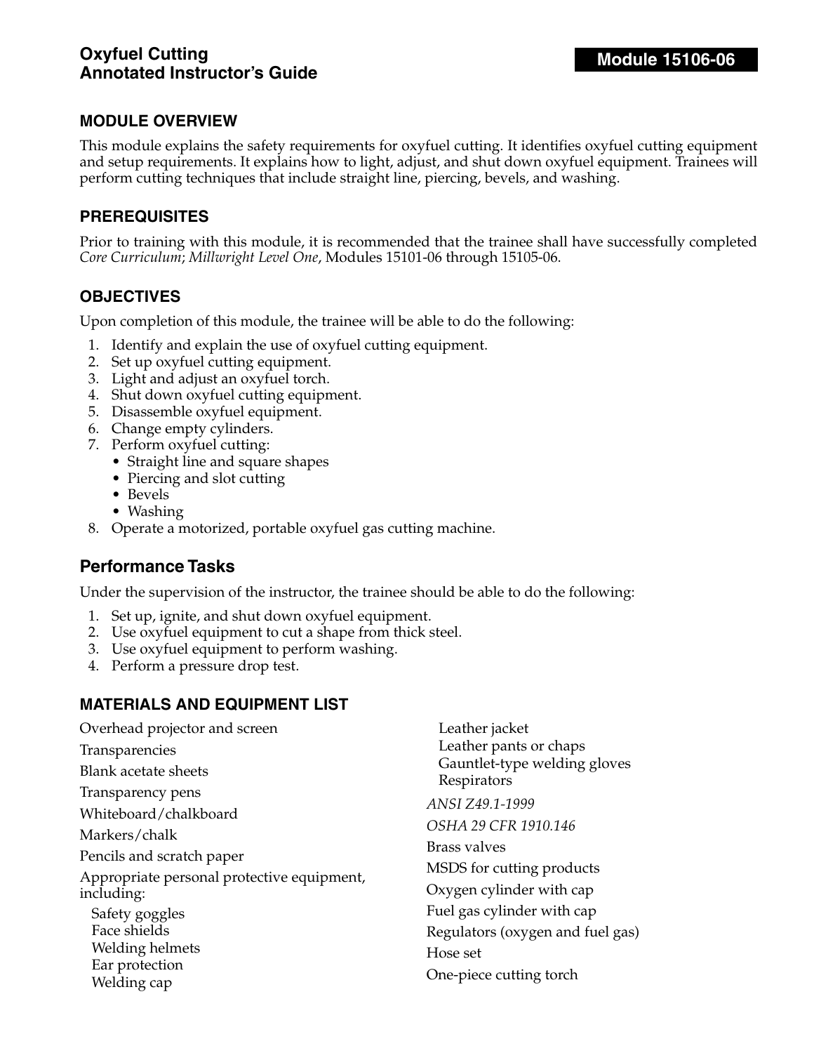# Oxyfuel Cutting Annotated Instructor's Guide

**Module 15106-06**

## MODULE OVERVIEW

This module explains the safety requirements for oxyfuel cutting. It identifies oxyfuel cutting equipment and setup requirements. It explains how to light, adjust, and shut down oxyfuel equipment. Trainees will perform cutting techniques that include straight line, piercing, bevels, and washing.

## PREREQUISITES

Prior to training with this module, it is recommended that the trainee shall have successfully completed *Core Curriculum*; *Millwright Level One*, Modules 15101-06 through 15105-06.

## OBJECTIVES

Upon completion of this module, the trainee will be able to do the following:

1. Identify and explain the use of oxyfuel cutting equipment.
2. Set up oxyfuel cutting equipment.
3. Light and adjust an oxyfuel torch.
4. Shut down oxyfuel cutting equipment.
5. Disassemble oxyfuel equipment.
6. Change empty cylinders.
7. Perform oxyfuel cutting:
   - Straight line and square shapes
   - Piercing and slot cutting
   - Bevels
   - Washing
8. Operate a motorized, portable oxyfuel gas cutting machine.

## Performance Tasks

Under the supervision of the instructor, the trainee should be able to do the following:

1. Set up, ignite, and shut down oxyfuel equipment.
2. Use oxyfuel equipment to cut a shape from thick steel.
3. Use oxyfuel equipment to perform washing.
4. Perform a pressure drop test.

## MATERIALS AND EQUIPMENT LIST

Overhead projector and screen

Transparencies

Blank acetate sheets

Transparency pens

Whiteboard/chalkboard

Markers/chalk

Pencils and scratch paper

Appropriate personal protective equipment, including:

- Safety goggles
- Face shields
- Welding helmets
- Ear protection
- Welding cap
- Leather jacket
- Leather pants or chaps
- Gauntlet-type welding gloves
- Respirators

*ANSI Z49.1-1999*

*OSHA 29 CFR 1910.146*

Brass valves

MSDS for cutting products

Oxygen cylinder with cap

Fuel gas cylinder with cap

Regulators (oxygen and fuel gas)

Hose set

One-piece cutting torch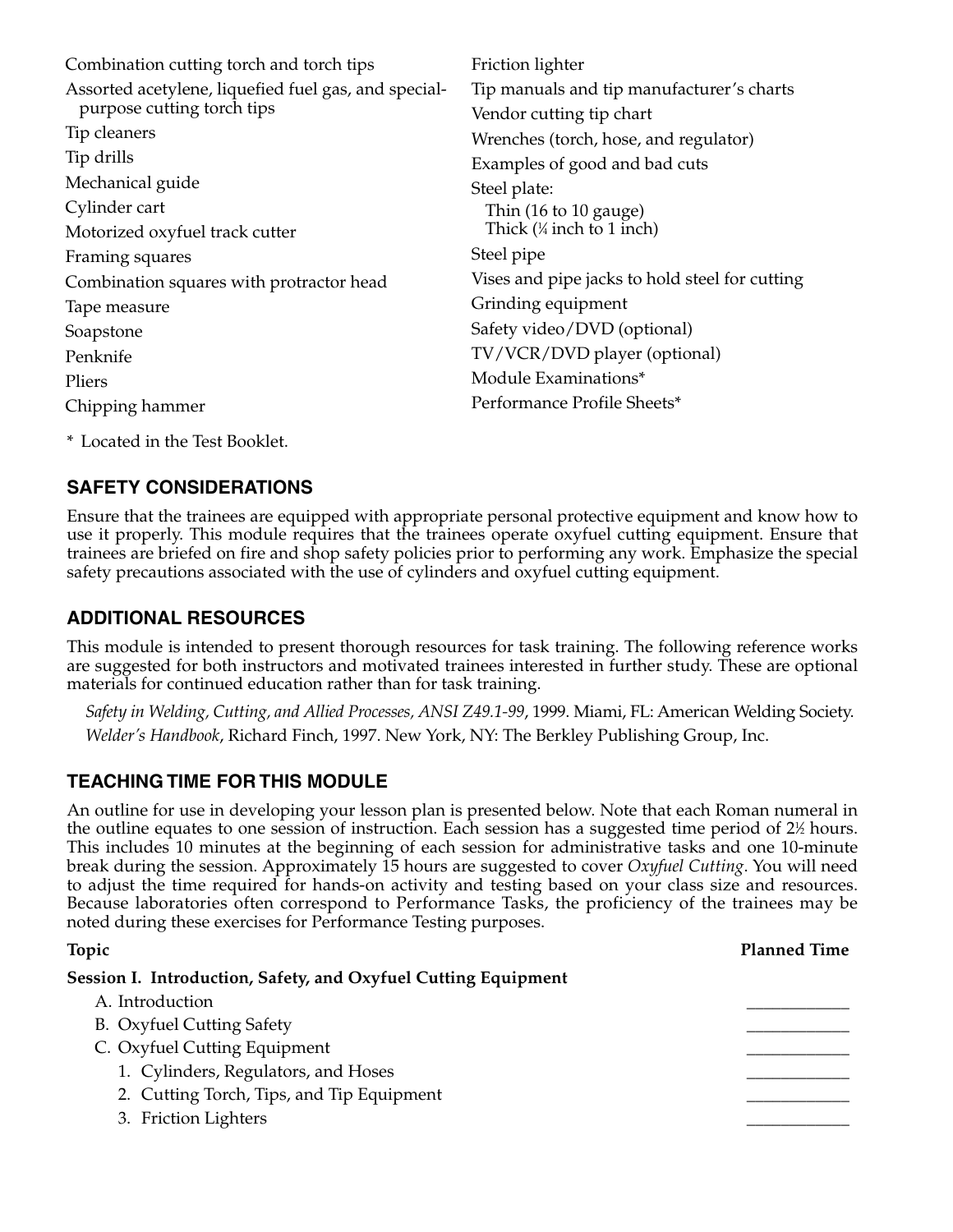- Combination cutting torch and torch tips
- Assorted acetylene, liquefied fuel gas, and special-purpose cutting torch tips
- Tip cleaners
- Tip drills
- Mechanical guide
- Cylinder cart
- Motorized oxyfuel track cutter
- Framing squares
- Combination squares with protractor head
- Tape measure
- Soapstone
- Penknife
- Pliers
- Chipping hammer
- Friction lighter
- Tip manuals and tip manufacturer's charts
- Vendor cutting tip chart
- Wrenches (torch, hose, and regulator)
- Examples of good and bad cuts
- Steel plate:
  - Thin (16 to 10 gauge)
  - Thick (¼ inch to 1 inch)
- Steel pipe
- Vises and pipe jacks to hold steel for cutting
- Grinding equipment
- Safety video/DVD (optional)
- TV/VCR/DVD player (optional)
- Module Examinations*
- Performance Profile Sheets*

\* Located in the Test Booklet.

## SAFETY CONSIDERATIONS

Ensure that the trainees are equipped with appropriate personal protective equipment and know how to use it properly. This module requires that the trainees operate oxyfuel cutting equipment. Ensure that trainees are briefed on fire and shop safety policies prior to performing any work. Emphasize the special safety precautions associated with the use of cylinders and oxyfuel cutting equipment.

## ADDITIONAL RESOURCES

This module is intended to present thorough resources for task training. The following reference works are suggested for both instructors and motivated trainees interested in further study. These are optional materials for continued education rather than for task training.

*Safety in Welding, Cutting, and Allied Processes, ANSI Z49.1-99*, 1999. Miami, FL: American Welding Society.

*Welder's Handbook*, Richard Finch, 1997. New York, NY: The Berkley Publishing Group, Inc.

## TEACHING TIME FOR THIS MODULE

An outline for use in developing your lesson plan is presented below. Note that each Roman numeral in the outline equates to one session of instruction. Each session has a suggested time period of 2½ hours. This includes 10 minutes at the beginning of each session for administrative tasks and one 10-minute break during the session. Approximately 15 hours are suggested to cover *Oxyfuel Cutting*. You will need to adjust the time required for hands-on activity and testing based on your class size and resources. Because laboratories often correspond to Performance Tasks, the proficiency of the trainees may be noted during these exercises for Performance Testing purposes.

| Topic | Planned Time |
|---|---|
| **Session I. Introduction, Safety, and Oxyfuel Cutting Equipment** | |
| A. Introduction | ____________ |
| B. Oxyfuel Cutting Safety | ____________ |
| C. Oxyfuel Cutting Equipment | ____________ |
| 1. Cylinders, Regulators, and Hoses | ____________ |
| 2. Cutting Torch, Tips, and Tip Equipment | ____________ |
| 3. Friction Lighters | ____________ |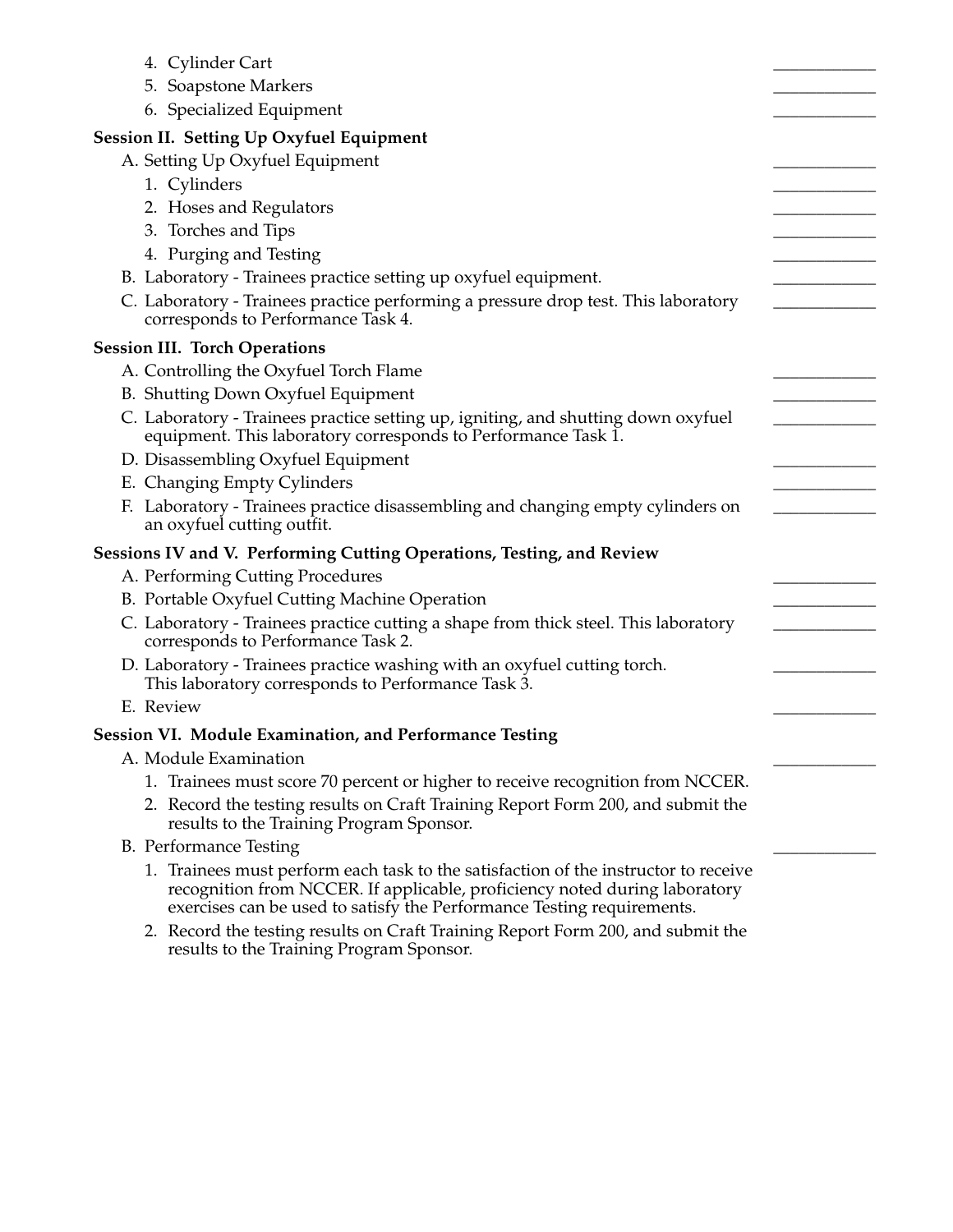4. Cylinder Cart ____________
5. Soapstone Markers ____________
6. Specialized Equipment ____________

**Session II. Setting Up Oxyfuel Equipment**

A. Setting Up Oxyfuel Equipment ____________
   1. Cylinders ____________
   2. Hoses and Regulators ____________
   3. Torches and Tips ____________
   4. Purging and Testing ____________

B. Laboratory - Trainees practice setting up oxyfuel equipment. ____________

C. Laboratory - Trainees practice performing a pressure drop test. This laboratory corresponds to Performance Task 4. ____________

**Session III. Torch Operations**

A. Controlling the Oxyfuel Torch Flame ____________

B. Shutting Down Oxyfuel Equipment ____________

C. Laboratory - Trainees practice setting up, igniting, and shutting down oxyfuel equipment. This laboratory corresponds to Performance Task 1. ____________

D. Disassembling Oxyfuel Equipment ____________

E. Changing Empty Cylinders ____________

F. Laboratory - Trainees practice disassembling and changing empty cylinders on an oxyfuel cutting outfit. ____________

**Sessions IV and V. Performing Cutting Operations, Testing, and Review**

A. Performing Cutting Procedures ____________

B. Portable Oxyfuel Cutting Machine Operation ____________

C. Laboratory - Trainees practice cutting a shape from thick steel. This laboratory corresponds to Performance Task 2. ____________

D. Laboratory - Trainees practice washing with an oxyfuel cutting torch. This laboratory corresponds to Performance Task 3. ____________

E. Review ____________

**Session VI. Module Examination, and Performance Testing**

A. Module Examination ____________
   1. Trainees must score 70 percent or higher to receive recognition from NCCER.
   2. Record the testing results on Craft Training Report Form 200, and submit the results to the Training Program Sponsor.

B. Performance Testing ____________
   1. Trainees must perform each task to the satisfaction of the instructor to receive recognition from NCCER. If applicable, proficiency noted during laboratory exercises can be used to satisfy the Performance Testing requirements.
   2. Record the testing results on Craft Training Report Form 200, and submit the results to the Training Program Sponsor.